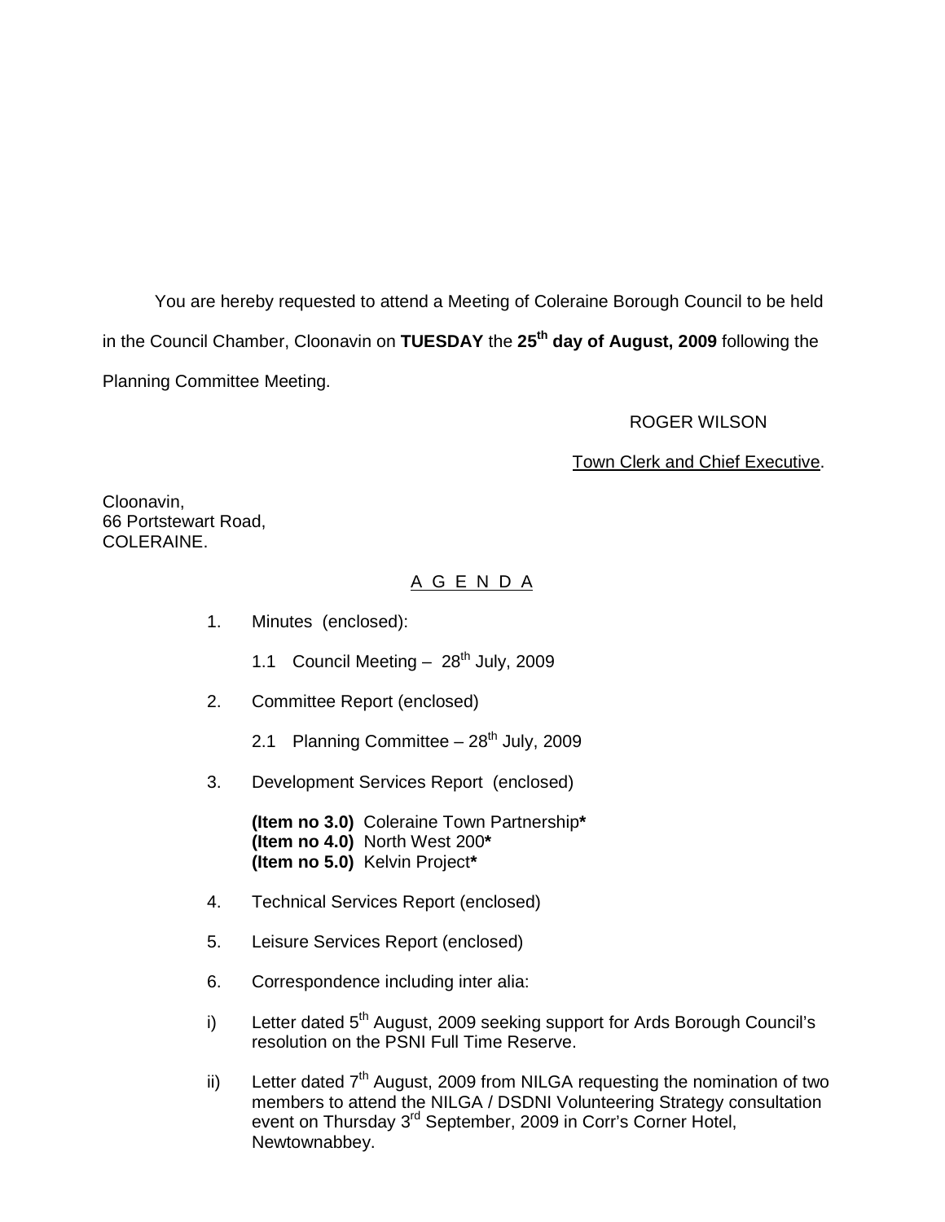You are hereby requested to attend a Meeting of Coleraine Borough Council to be held in the Council Chamber, Cloonavin on **TUESDAY** the **25th day of August, 2009** following the Planning Committee Meeting.

ROGER WILSON

Town Clerk and Chief Executive.

Cloonavin,
66 Portstewart Road,
COLERAINE.

## A G E N D A

1. Minutes (enclosed):

   1.1 Council Meeting – 28th July, 2009

2. Committee Report (enclosed)

   2.1 Planning Committee – 28th July, 2009

3. Development Services Report (enclosed)

   **(Item no 3.0)** Coleraine Town Partnership**\***
   **(Item no 4.0)** North West 200**\***
   **(Item no 5.0)** Kelvin Project**\***

4. Technical Services Report (enclosed)

5. Leisure Services Report (enclosed)

6. Correspondence including inter alia:

i) Letter dated 5th August, 2009 seeking support for Ards Borough Council's resolution on the PSNI Full Time Reserve.

ii) Letter dated 7th August, 2009 from NILGA requesting the nomination of two members to attend the NILGA / DSDNI Volunteering Strategy consultation event on Thursday 3rd September, 2009 in Corr's Corner Hotel, Newtownabbey.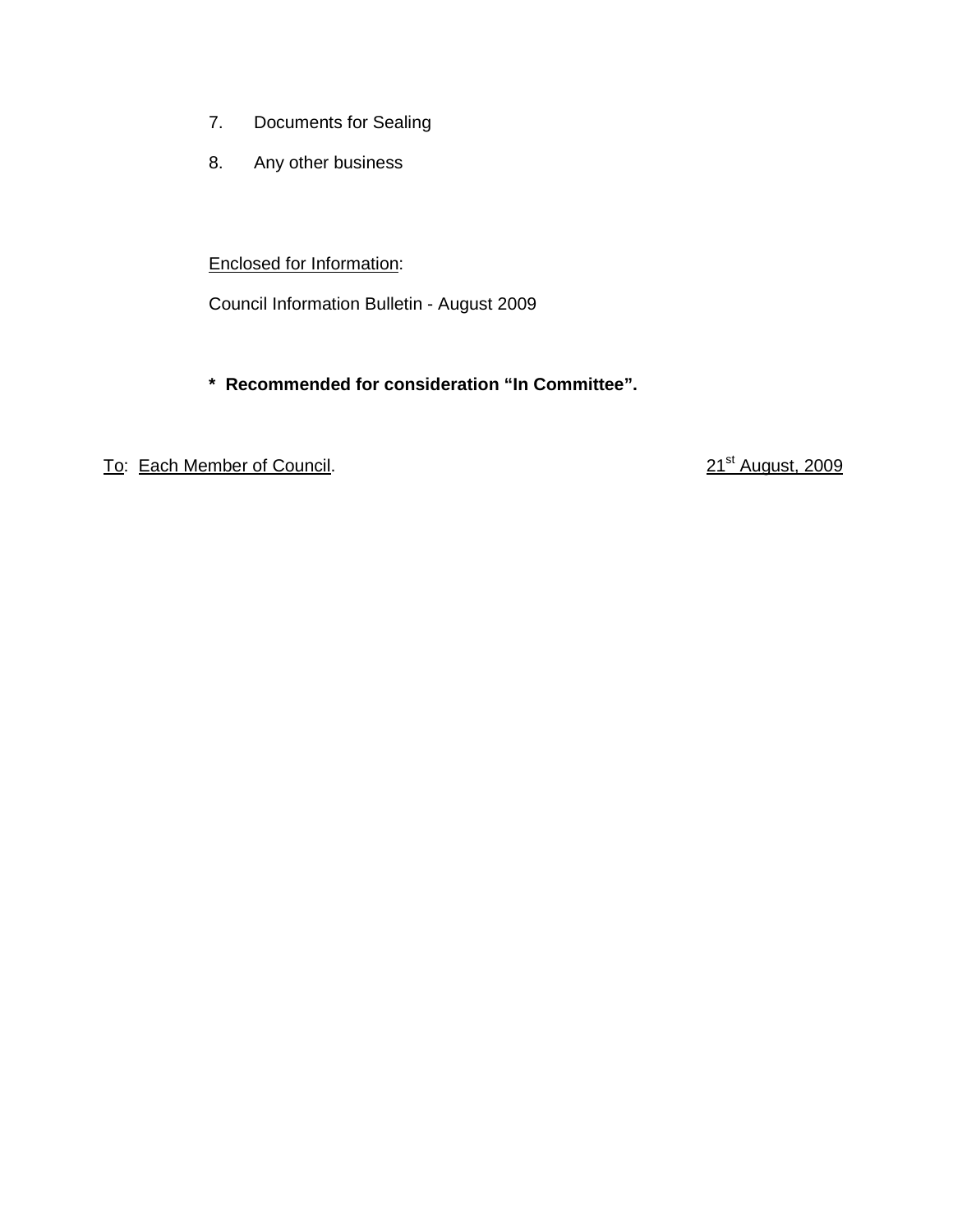7. Documents for Sealing

8. Any other business

Enclosed for Information:

Council Information Bulletin - August 2009

**\* Recommended for consideration "In Committee".**

To: Each Member of Council. 21st August, 2009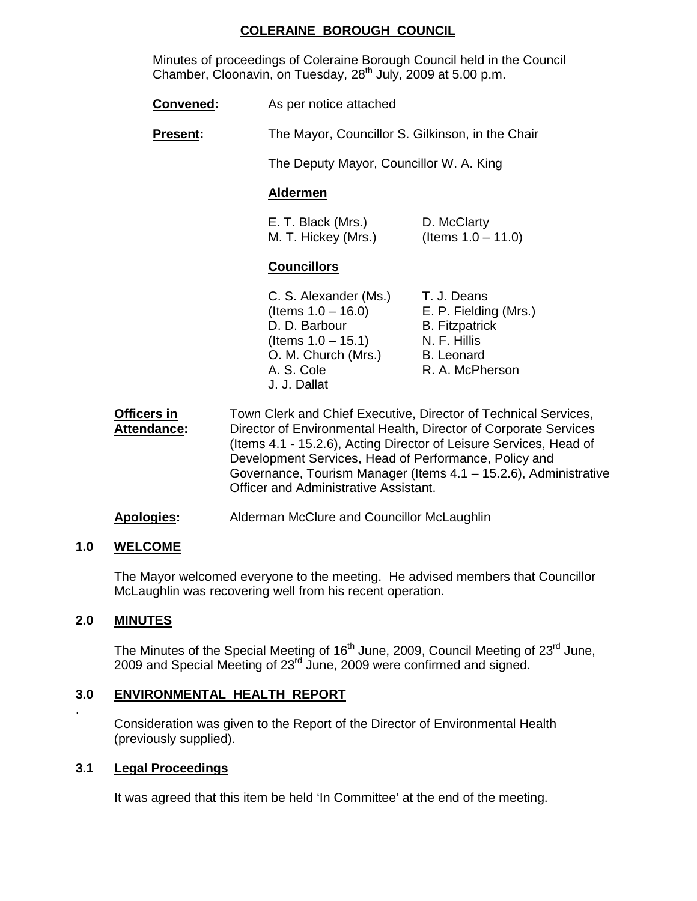# COLERAINE BOROUGH COUNCIL

Minutes of proceedings of Coleraine Borough Council held in the Council Chamber, Cloonavin, on Tuesday, 28th July, 2009 at 5.00 p.m.

**Convened:** As per notice attached

**Present:** The Mayor, Councillor S. Gilkinson, in the Chair

The Deputy Mayor, Councillor W. A. King

**Aldermen**

| | |
|---|---|
| E. T. Black (Mrs.) | D. McClarty |
| M. T. Hickey (Mrs.) | (Items 1.0 – 11.0) |

**Councillors**

| | |
|---|---|
| C. S. Alexander (Ms.) | T. J. Deans |
| (Items 1.0 – 16.0) | E. P. Fielding (Mrs.) |
| D. D. Barbour | B. Fitzpatrick |
| (Items 1.0 – 15.1) | N. F. Hillis |
| O. M. Church (Mrs.) | B. Leonard |
| A. S. Cole | R. A. McPherson |
| J. J. Dallat | |

**Officers in Attendance:** Town Clerk and Chief Executive, Director of Technical Services, Director of Environmental Health, Director of Corporate Services (Items 4.1 - 15.2.6), Acting Director of Leisure Services, Head of Development Services, Head of Performance, Policy and Governance, Tourism Manager (Items 4.1 – 15.2.6), Administrative Officer and Administrative Assistant.

**Apologies:** Alderman McClure and Councillor McLaughlin

## 1.0 WELCOME

The Mayor welcomed everyone to the meeting. He advised members that Councillor McLaughlin was recovering well from his recent operation.

## 2.0 MINUTES

The Minutes of the Special Meeting of 16th June, 2009, Council Meeting of 23rd June, 2009 and Special Meeting of 23rd June, 2009 were confirmed and signed.

## 3.0 ENVIRONMENTAL HEALTH REPORT

Consideration was given to the Report of the Director of Environmental Health (previously supplied).

## 3.1 Legal Proceedings

It was agreed that this item be held 'In Committee' at the end of the meeting.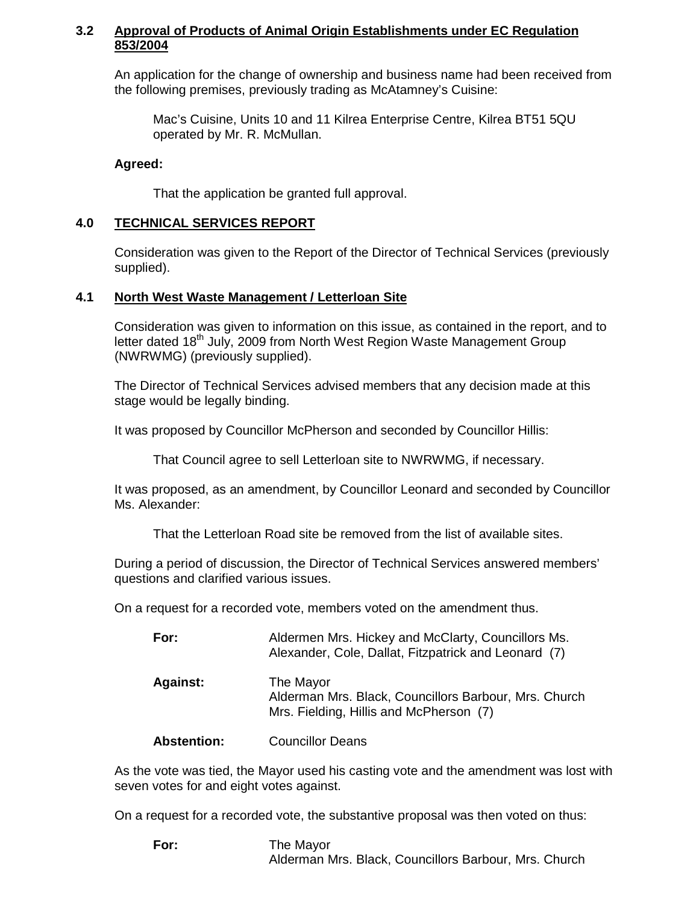**3.2 Approval of Products of Animal Origin Establishments under EC Regulation 853/2004**

An application for the change of ownership and business name had been received from the following premises, previously trading as McAtamney's Cuisine:

> Mac's Cuisine, Units 10 and 11 Kilrea Enterprise Centre, Kilrea BT51 5QU operated by Mr. R. McMullan.

**Agreed:**

> That the application be granted full approval.

## 4.0 TECHNICAL SERVICES REPORT

Consideration was given to the Report of the Director of Technical Services (previously supplied).

**4.1 North West Waste Management / Letterloan Site**

Consideration was given to information on this issue, as contained in the report, and to letter dated 18th July, 2009 from North West Region Waste Management Group (NWRWMG) (previously supplied).

The Director of Technical Services advised members that any decision made at this stage would be legally binding.

It was proposed by Councillor McPherson and seconded by Councillor Hillis:

> That Council agree to sell Letterloan site to NWRWMG, if necessary.

It was proposed, as an amendment, by Councillor Leonard and seconded by Councillor Ms. Alexander:

> That the Letterloan Road site be removed from the list of available sites.

During a period of discussion, the Director of Technical Services answered members' questions and clarified various issues.

On a request for a recorded vote, members voted on the amendment thus.

**For:** Aldermen Mrs. Hickey and McClarty, Councillors Ms. Alexander, Cole, Dallat, Fitzpatrick and Leonard (7)

**Against:** The Mayor
Alderman Mrs. Black, Councillors Barbour, Mrs. Church Mrs. Fielding, Hillis and McPherson (7)

**Abstention:** Councillor Deans

As the vote was tied, the Mayor used his casting vote and the amendment was lost with seven votes for and eight votes against.

On a request for a recorded vote, the substantive proposal was then voted on thus:

**For:** The Mayor
Alderman Mrs. Black, Councillors Barbour, Mrs. Church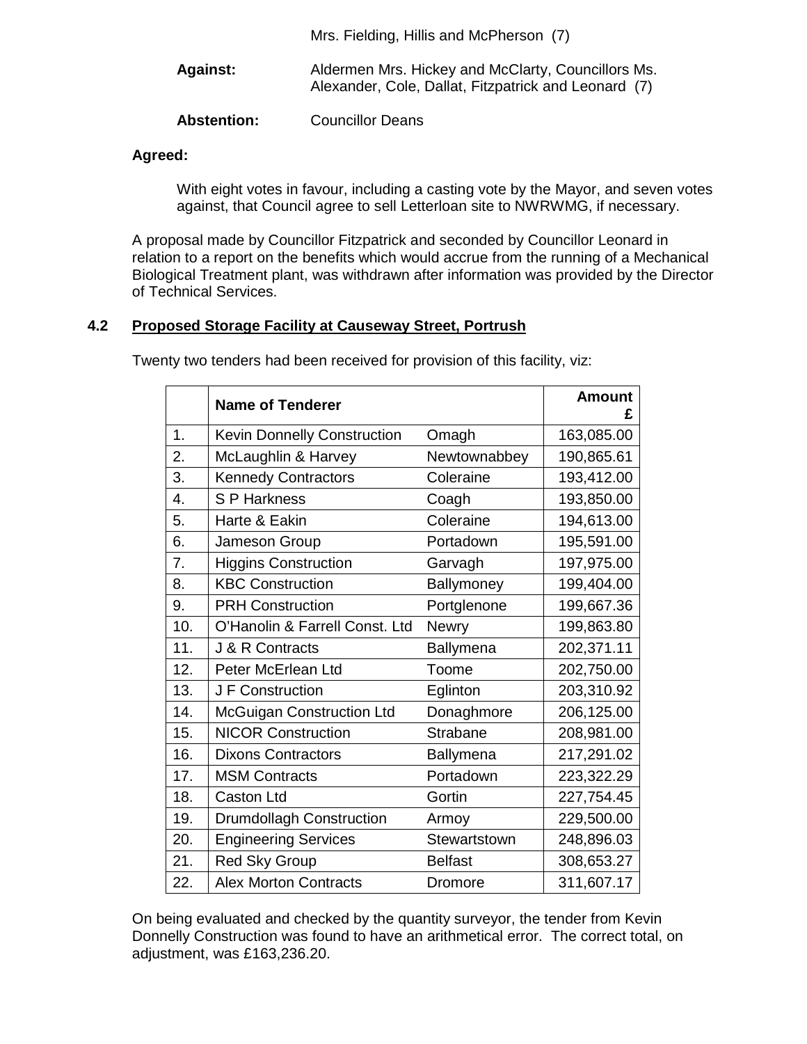Mrs. Fielding, Hillis and McPherson (7)

**Against:** Aldermen Mrs. Hickey and McClarty, Councillors Ms. Alexander, Cole, Dallat, Fitzpatrick and Leonard (7)

**Abstention:** Councillor Deans

**Agreed:**

With eight votes in favour, including a casting vote by the Mayor, and seven votes against, that Council agree to sell Letterloan site to NWRWMG, if necessary.

A proposal made by Councillor Fitzpatrick and seconded by Councillor Leonard in relation to a report on the benefits which would accrue from the running of a Mechanical Biological Treatment plant, was withdrawn after information was provided by the Director of Technical Services.

### 4.2 Proposed Storage Facility at Causeway Street, Portrush

Twenty two tenders had been received for provision of this facility, viz:

| | Name of Tenderer | | Amount £ |
|---|---|---|---|
| 1. | Kevin Donnelly Construction | Omagh | 163,085.00 |
| 2. | McLaughlin & Harvey | Newtownabbey | 190,865.61 |
| 3. | Kennedy Contractors | Coleraine | 193,412.00 |
| 4. | S P Harkness | Coagh | 193,850.00 |
| 5. | Harte & Eakin | Coleraine | 194,613.00 |
| 6. | Jameson Group | Portadown | 195,591.00 |
| 7. | Higgins Construction | Garvagh | 197,975.00 |
| 8. | KBC Construction | Ballymoney | 199,404.00 |
| 9. | PRH Construction | Portglenone | 199,667.36 |
| 10. | O'Hanolin & Farrell Const. Ltd | Newry | 199,863.80 |
| 11. | J & R Contracts | Ballymena | 202,371.11 |
| 12. | Peter McErlean Ltd | Toome | 202,750.00 |
| 13. | J F Construction | Eglinton | 203,310.92 |
| 14. | McGuigan Construction Ltd | Donaghmore | 206,125.00 |
| 15. | NICOR Construction | Strabane | 208,981.00 |
| 16. | Dixons Contractors | Ballymena | 217,291.02 |
| 17. | MSM Contracts | Portadown | 223,322.29 |
| 18. | Caston Ltd | Gortin | 227,754.45 |
| 19. | Drumdollagh Construction | Armoy | 229,500.00 |
| 20. | Engineering Services | Stewartstown | 248,896.03 |
| 21. | Red Sky Group | Belfast | 308,653.27 |
| 22. | Alex Morton Contracts | Dromore | 311,607.17 |

On being evaluated and checked by the quantity surveyor, the tender from Kevin Donnelly Construction was found to have an arithmetical error. The correct total, on adjustment, was £163,236.20.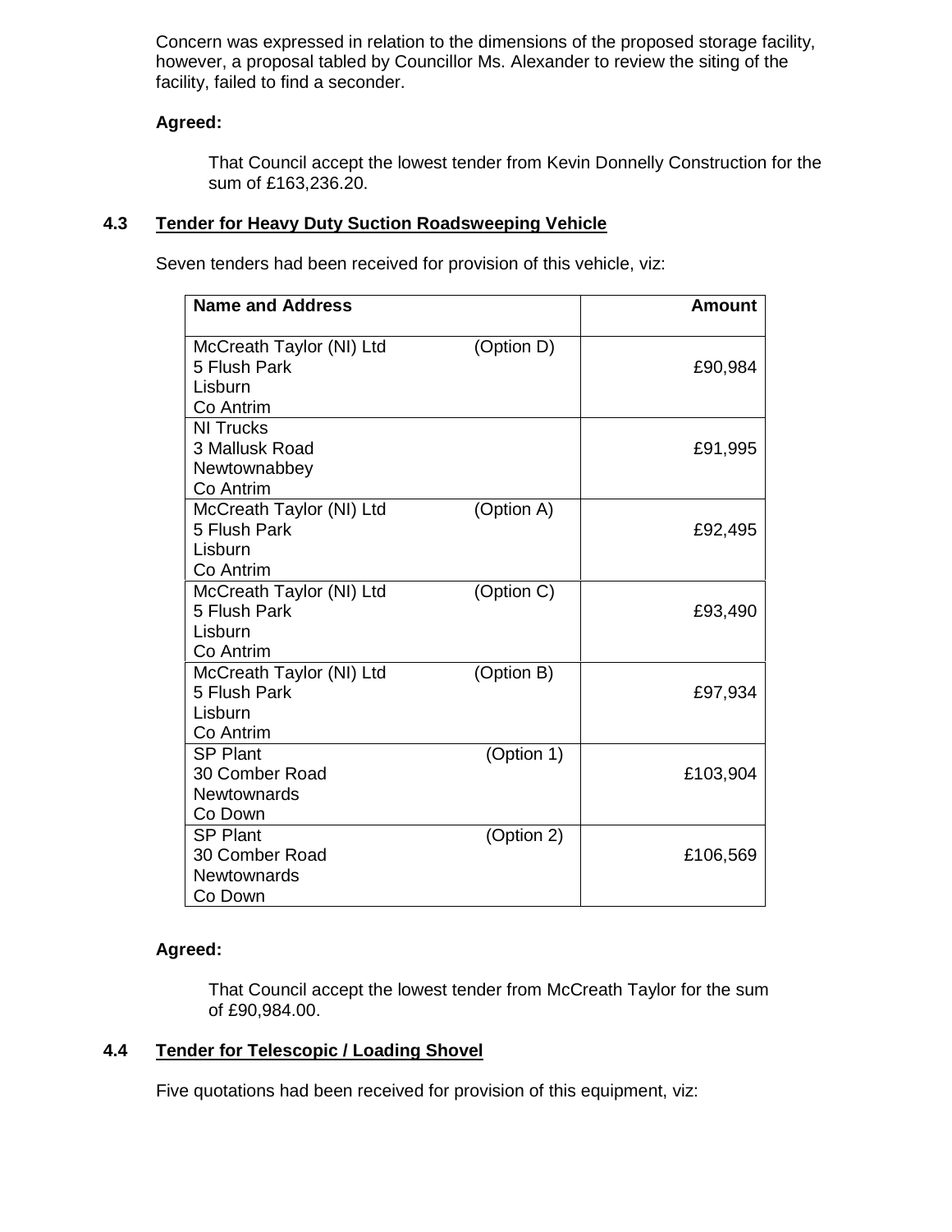Concern was expressed in relation to the dimensions of the proposed storage facility, however, a proposal tabled by Councillor Ms. Alexander to review the siting of the facility, failed to find a seconder.

**Agreed:**

That Council accept the lowest tender from Kevin Donnelly Construction for the sum of £163,236.20.

### 4.3 Tender for Heavy Duty Suction Roadsweeping Vehicle

Seven tenders had been received for provision of this vehicle, viz:

| Name and Address | Amount |
|---|---|
| McCreath Taylor (NI) Ltd (Option D)<br>5 Flush Park<br>Lisburn<br>Co Antrim | £90,984 |
| NI Trucks<br>3 Mallusk Road<br>Newtownabbey<br>Co Antrim | £91,995 |
| McCreath Taylor (NI) Ltd (Option A)<br>5 Flush Park<br>Lisburn<br>Co Antrim | £92,495 |
| McCreath Taylor (NI) Ltd (Option C)<br>5 Flush Park<br>Lisburn<br>Co Antrim | £93,490 |
| McCreath Taylor (NI) Ltd (Option B)<br>5 Flush Park<br>Lisburn<br>Co Antrim | £97,934 |
| SP Plant (Option 1)<br>30 Comber Road<br>Newtownards<br>Co Down | £103,904 |
| SP Plant (Option 2)<br>30 Comber Road<br>Newtownards<br>Co Down | £106,569 |

**Agreed:**

That Council accept the lowest tender from McCreath Taylor for the sum of £90,984.00.

### 4.4 Tender for Telescopic / Loading Shovel

Five quotations had been received for provision of this equipment, viz: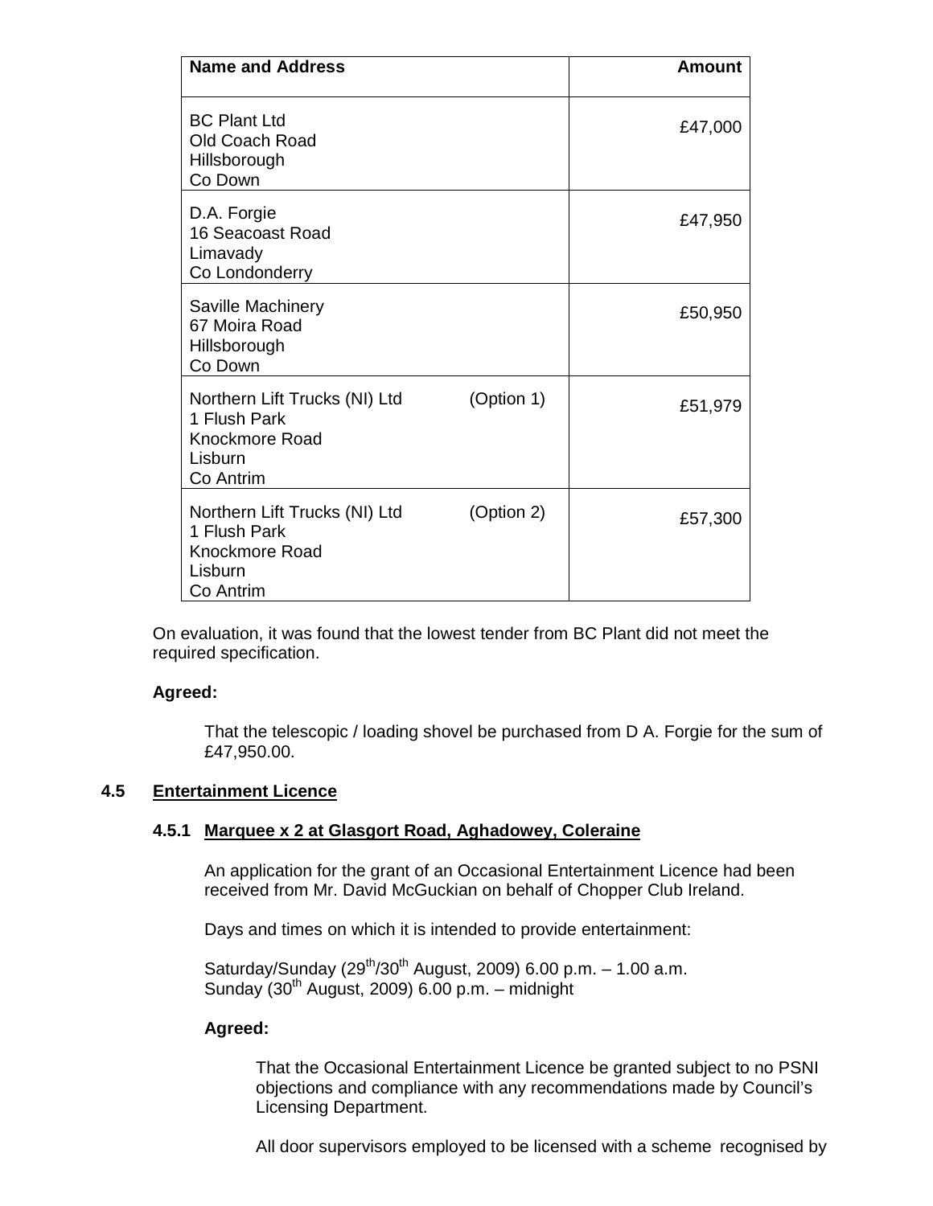| Name and Address | Amount |
| --- | --- |
| BC Plant Ltd<br>Old Coach Road<br>Hillsborough<br>Co Down | £47,000 |
| D.A. Forgie<br>16 Seacoast Road<br>Limavady<br>Co Londonderry | £47,950 |
| Saville Machinery<br>67 Moira Road<br>Hillsborough<br>Co Down | £50,950 |
| Northern Lift Trucks (NI) Ltd (Option 1)<br>1 Flush Park<br>Knockmore Road<br>Lisburn<br>Co Antrim | £51,979 |
| Northern Lift Trucks (NI) Ltd (Option 2)<br>1 Flush Park<br>Knockmore Road<br>Lisburn<br>Co Antrim | £57,300 |

On evaluation, it was found that the lowest tender from BC Plant did not meet the required specification.

**Agreed:**

That the telescopic / loading shovel be purchased from D A. Forgie for the sum of £47,950.00.

## 4.5 Entertainment Licence

### 4.5.1 Marquee x 2 at Glasgort Road, Aghadowey, Coleraine

An application for the grant of an Occasional Entertainment Licence had been received from Mr. David McGuckian on behalf of Chopper Club Ireland.

Days and times on which it is intended to provide entertainment:

Saturday/Sunday (29th/30th August, 2009) 6.00 p.m. – 1.00 a.m.
Sunday (30th August, 2009) 6.00 p.m. – midnight

**Agreed:**

That the Occasional Entertainment Licence be granted subject to no PSNI objections and compliance with any recommendations made by Council's Licensing Department.

All door supervisors employed to be licensed with a scheme recognised by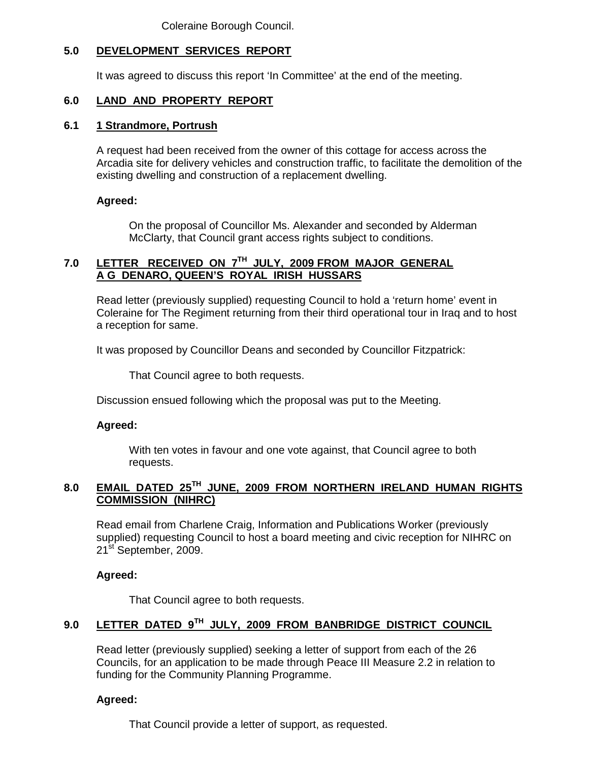Coleraine Borough Council.

## 5.0 DEVELOPMENT SERVICES REPORT

It was agreed to discuss this report 'In Committee' at the end of the meeting.

## 6.0 LAND AND PROPERTY REPORT

### 6.1 1 Strandmore, Portrush

A request had been received from the owner of this cottage for access across the Arcadia site for delivery vehicles and construction traffic, to facilitate the demolition of the existing dwelling and construction of a replacement dwelling.

**Agreed:**

On the proposal of Councillor Ms. Alexander and seconded by Alderman McClarty, that Council grant access rights subject to conditions.

## 7.0 LETTER RECEIVED ON 7TH JULY, 2009 FROM MAJOR GENERAL A G DENARO, QUEEN'S ROYAL IRISH HUSSARS

Read letter (previously supplied) requesting Council to hold a 'return home' event in Coleraine for The Regiment returning from their third operational tour in Iraq and to host a reception for same.

It was proposed by Councillor Deans and seconded by Councillor Fitzpatrick:

That Council agree to both requests.

Discussion ensued following which the proposal was put to the Meeting.

**Agreed:**

With ten votes in favour and one vote against, that Council agree to both requests.

## 8.0 EMAIL DATED 25TH JUNE, 2009 FROM NORTHERN IRELAND HUMAN RIGHTS COMMISSION (NIHRC)

Read email from Charlene Craig, Information and Publications Worker (previously supplied) requesting Council to host a board meeting and civic reception for NIHRC on 21st September, 2009.

**Agreed:**

That Council agree to both requests.

## 9.0 LETTER DATED 9TH JULY, 2009 FROM BANBRIDGE DISTRICT COUNCIL

Read letter (previously supplied) seeking a letter of support from each of the 26 Councils, for an application to be made through Peace III Measure 2.2 in relation to funding for the Community Planning Programme.

**Agreed:**

That Council provide a letter of support, as requested.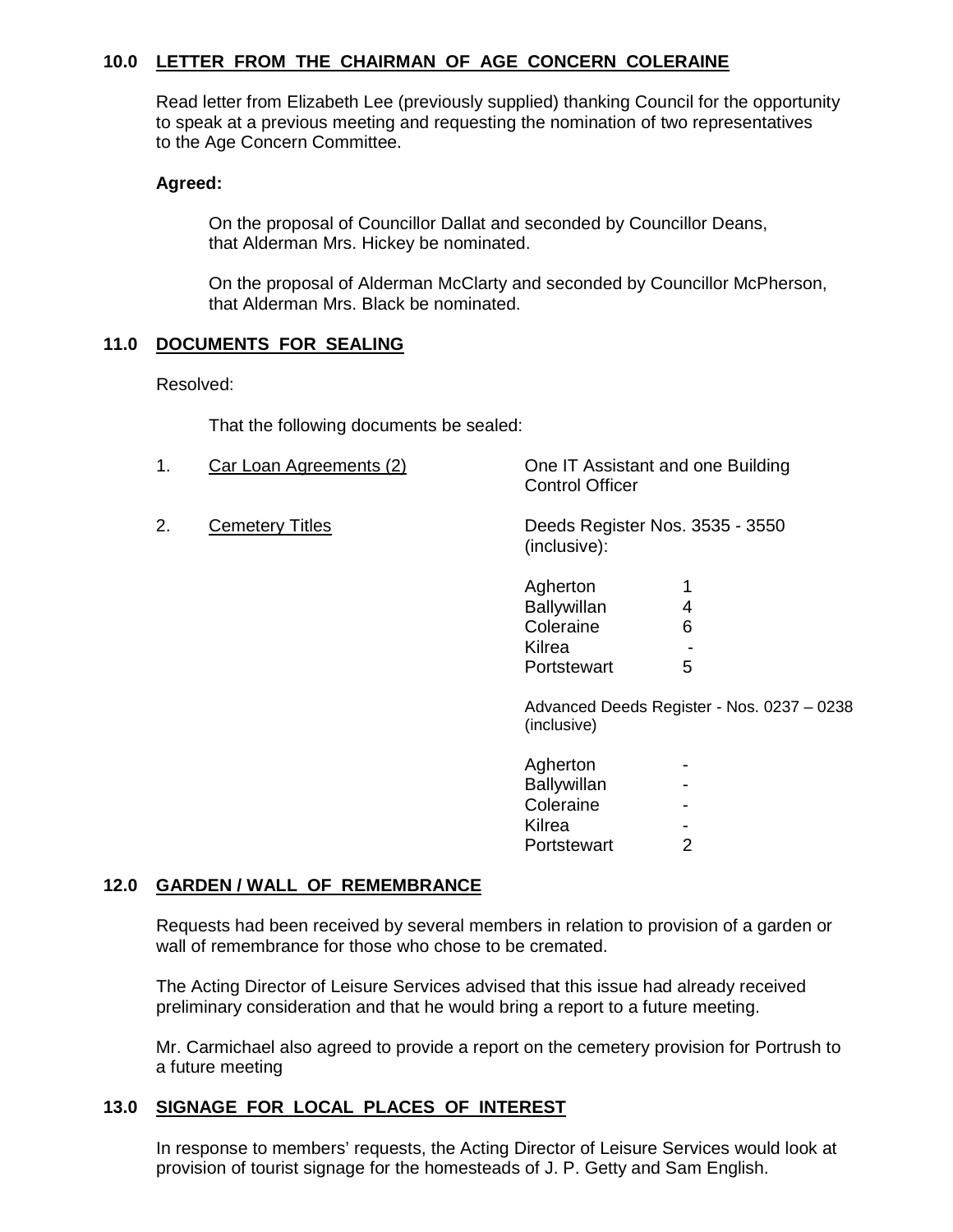## 10.0 LETTER FROM THE CHAIRMAN OF AGE CONCERN COLERAINE

Read letter from Elizabeth Lee (previously supplied) thanking Council for the opportunity to speak at a previous meeting and requesting the nomination of two representatives to the Age Concern Committee.

**Agreed:**

On the proposal of Councillor Dallat and seconded by Councillor Deans, that Alderman Mrs. Hickey be nominated.

On the proposal of Alderman McClarty and seconded by Councillor McPherson, that Alderman Mrs. Black be nominated.

## 11.0 DOCUMENTS FOR SEALING

Resolved:

That the following documents be sealed:

1. Car Loan Agreements (2) — One IT Assistant and one Building Control Officer

2. Cemetery Titles — Deeds Register Nos. 3535 - 3550 (inclusive):

| | |
|---|---|
| Agherton | 1 |
| Ballywillan | 4 |
| Coleraine | 6 |
| Kilrea | - |
| Portstewart | 5 |

Advanced Deeds Register - Nos. 0237 – 0238 (inclusive)

| | |
|---|---|
| Agherton | - |
| Ballywillan | - |
| Coleraine | - |
| Kilrea | - |
| Portstewart | 2 |

## 12.0 GARDEN / WALL OF REMEMBRANCE

Requests had been received by several members in relation to provision of a garden or wall of remembrance for those who chose to be cremated.

The Acting Director of Leisure Services advised that this issue had already received preliminary consideration and that he would bring a report to a future meeting.

Mr. Carmichael also agreed to provide a report on the cemetery provision for Portrush to a future meeting

## 13.0 SIGNAGE FOR LOCAL PLACES OF INTEREST

In response to members' requests, the Acting Director of Leisure Services would look at provision of tourist signage for the homesteads of J. P. Getty and Sam English.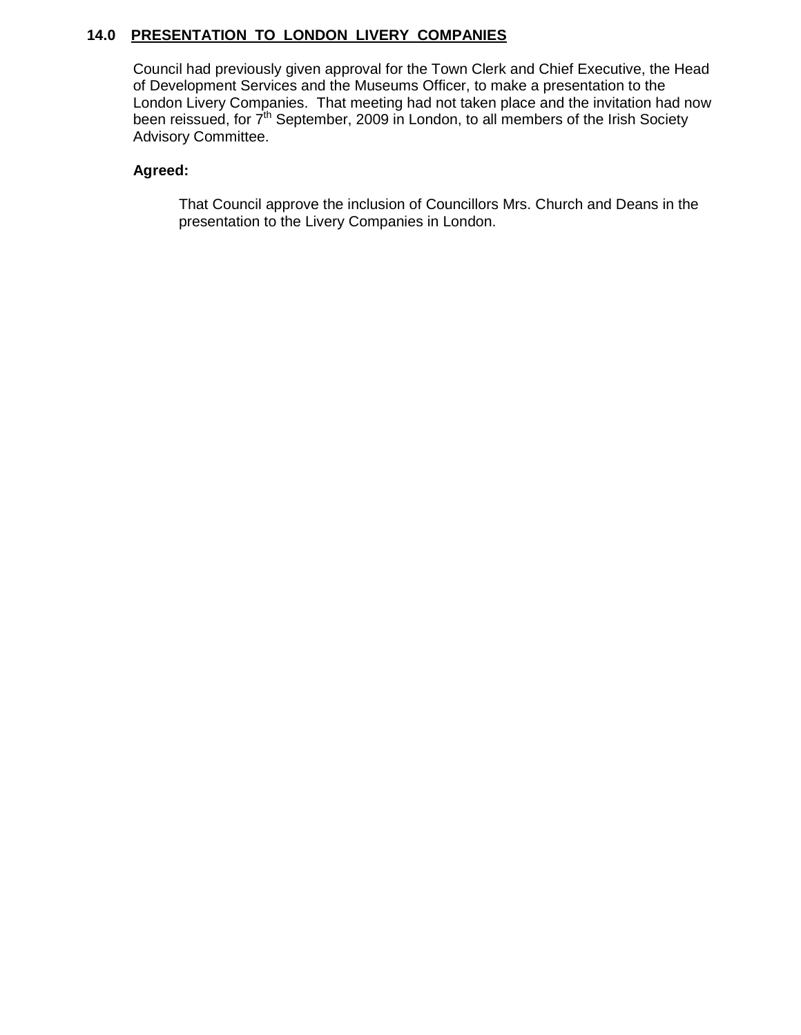## 14.0 PRESENTATION TO LONDON LIVERY COMPANIES

Council had previously given approval for the Town Clerk and Chief Executive, the Head of Development Services and the Museums Officer, to make a presentation to the London Livery Companies. That meeting had not taken place and the invitation had now been reissued, for 7th September, 2009 in London, to all members of the Irish Society Advisory Committee.

**Agreed:**

That Council approve the inclusion of Councillors Mrs. Church and Deans in the presentation to the Livery Companies in London.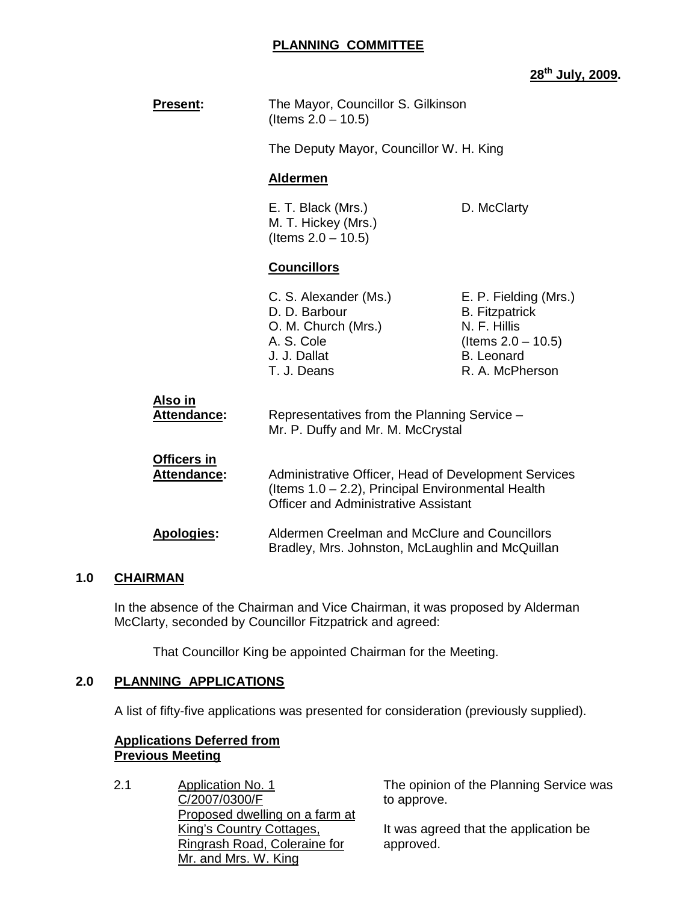# PLANNING COMMITTEE

**28th July, 2009.**

**Present:** The Mayor, Councillor S. Gilkinson (Items 2.0 – 10.5)

The Deputy Mayor, Councillor W. H. King

**Aldermen**

E. T. Black (Mrs.)
M. T. Hickey (Mrs.) (Items 2.0 – 10.5)
D. McClarty

**Councillors**

C. S. Alexander (Ms.)
D. D. Barbour
O. M. Church (Mrs.)
A. S. Cole
J. J. Dallat
T. J. Deans
E. P. Fielding (Mrs.)
B. Fitzpatrick
N. F. Hillis (Items 2.0 – 10.5)
B. Leonard
R. A. McPherson

**Also in Attendance:** Representatives from the Planning Service – Mr. P. Duffy and Mr. M. McCrystal

**Officers in Attendance:** Administrative Officer, Head of Development Services (Items 1.0 – 2.2), Principal Environmental Health Officer and Administrative Assistant

**Apologies:** Aldermen Creelman and McClure and Councillors Bradley, Mrs. Johnston, McLaughlin and McQuillan

## 1.0 CHAIRMAN

In the absence of the Chairman and Vice Chairman, it was proposed by Alderman McClarty, seconded by Councillor Fitzpatrick and agreed:

That Councillor King be appointed Chairman for the Meeting.

## 2.0 PLANNING APPLICATIONS

A list of fifty-five applications was presented for consideration (previously supplied).

**Applications Deferred from Previous Meeting**

2.1 Application No. 1
C/2007/0300/F
Proposed dwelling on a farm at King's Country Cottages, Ringrash Road, Coleraine for Mr. and Mrs. W. King

The opinion of the Planning Service was to approve.

It was agreed that the application be approved.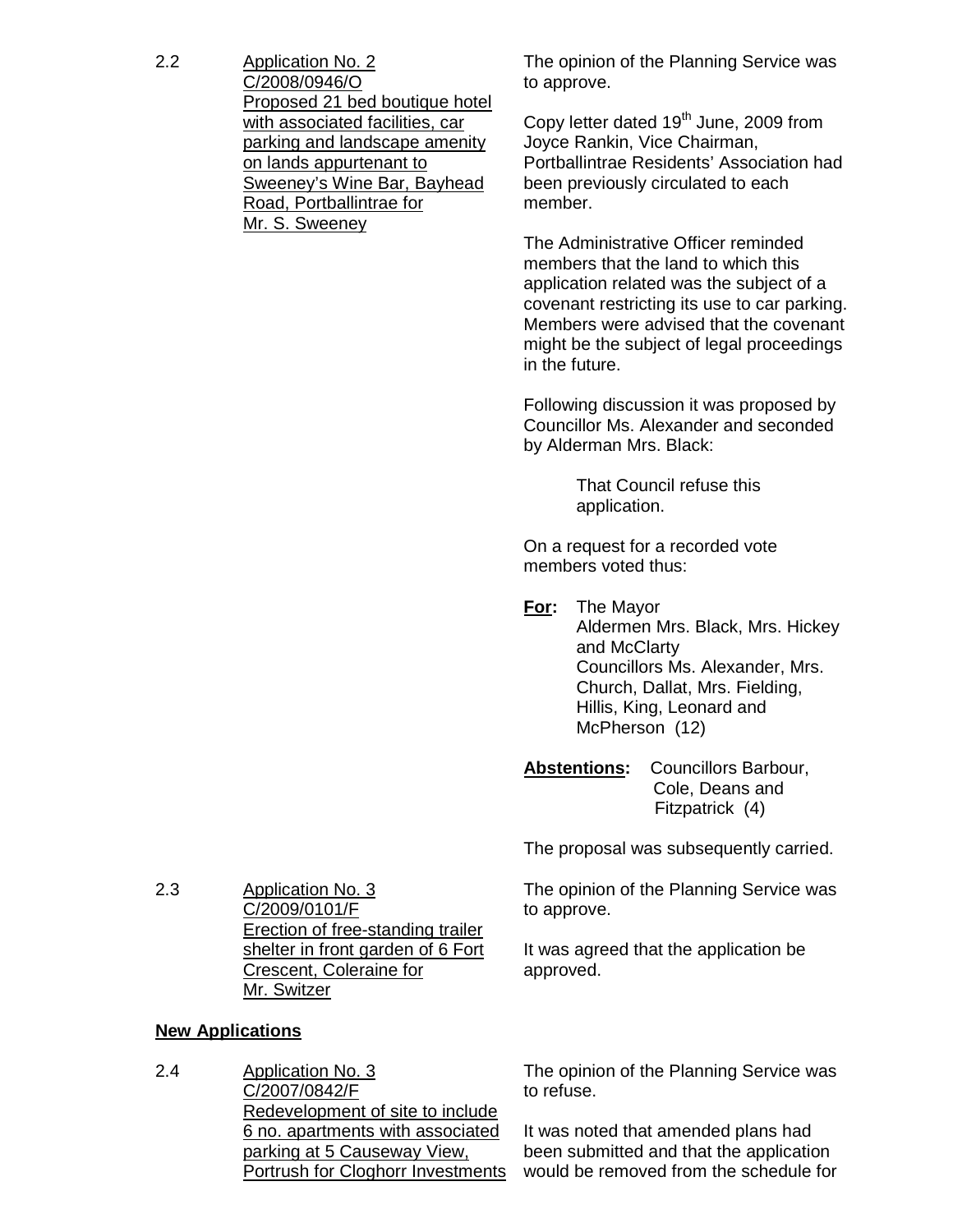2.2 **Application No. 2**
C/2008/0946/O
Proposed 21 bed boutique hotel with associated facilities, car parking and landscape amenity on lands appurtenant to Sweeney's Wine Bar, Bayhead Road, Portballintrae for Mr. S. Sweeney

The opinion of the Planning Service was to approve.

Copy letter dated 19th June, 2009 from Joyce Rankin, Vice Chairman, Portballintrae Residents' Association had been previously circulated to each member.

The Administrative Officer reminded members that the land to which this application related was the subject of a covenant restricting its use to car parking. Members were advised that the covenant might be the subject of legal proceedings in the future.

Following discussion it was proposed by Councillor Ms. Alexander and seconded by Alderman Mrs. Black:

> That Council refuse this application.

On a request for a recorded vote members voted thus:

**For:** The Mayor
Aldermen Mrs. Black, Mrs. Hickey and McClarty
Councillors Ms. Alexander, Mrs. Church, Dallat, Mrs. Fielding, Hillis, King, Leonard and McPherson (12)

**Abstentions:** Councillors Barbour, Cole, Deans and Fitzpatrick (4)

The proposal was subsequently carried.

2.3 **Application No. 3**
C/2009/0101/F
Erection of free-standing trailer shelter in front garden of 6 Fort Crescent, Coleraine for Mr. Switzer

The opinion of the Planning Service was to approve.

It was agreed that the application be approved.

**New Applications**

2.4 **Application No. 3**
C/2007/0842/F
Redevelopment of site to include 6 no. apartments with associated parking at 5 Causeway View, Portrush for Cloghorr Investments

The opinion of the Planning Service was to refuse.

It was noted that amended plans had been submitted and that the application would be removed from the schedule for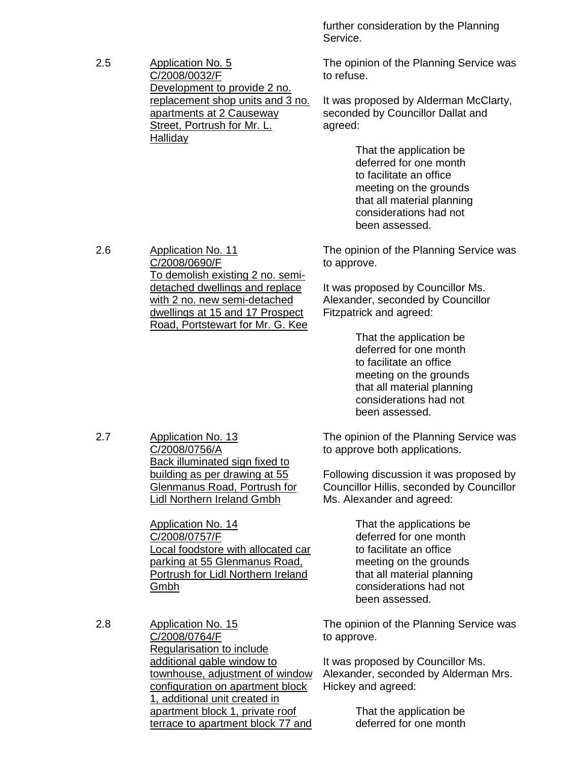further consideration by the Planning Service.

2.5 Application No. 5
C/2008/0032/F
Development to provide 2 no. replacement shop units and 3 no. apartments at 2 Causeway Street, Portrush for Mr. L. Halliday

The opinion of the Planning Service was to refuse.

It was proposed by Alderman McClarty, seconded by Councillor Dallat and agreed:

> That the application be deferred for one month to facilitate an office meeting on the grounds that all material planning considerations had not been assessed.

2.6 Application No. 11
C/2008/0690/F
To demolish existing 2 no. semi-detached dwellings and replace with 2 no. new semi-detached dwellings at 15 and 17 Prospect Road, Portstewart for Mr. G. Kee

The opinion of the Planning Service was to approve.

It was proposed by Councillor Ms. Alexander, seconded by Councillor Fitzpatrick and agreed:

> That the application be deferred for one month to facilitate an office meeting on the grounds that all material planning considerations had not been assessed.

2.7 Application No. 13
C/2008/0756/A
Back illuminated sign fixed to building as per drawing at 55 Glenmanus Road, Portrush for Lidl Northern Ireland Gmbh

Application No. 14
C/2008/0757/F
Local foodstore with allocated car parking at 55 Glenmanus Road, Portrush for Lidl Northern Ireland Gmbh

The opinion of the Planning Service was to approve both applications.

Following discussion it was proposed by Councillor Hillis, seconded by Councillor Ms. Alexander and agreed:

> That the applications be deferred for one month to facilitate an office meeting on the grounds that all material planning considerations had not been assessed.

2.8 Application No. 15
C/2008/0764/F
Regularisation to include additional gable window to townhouse, adjustment of window configuration on apartment block 1, additional unit created in apartment block 1, private roof terrace to apartment block 77 and

The opinion of the Planning Service was to approve.

It was proposed by Councillor Ms. Alexander, seconded by Alderman Mrs. Hickey and agreed:

> That the application be deferred for one month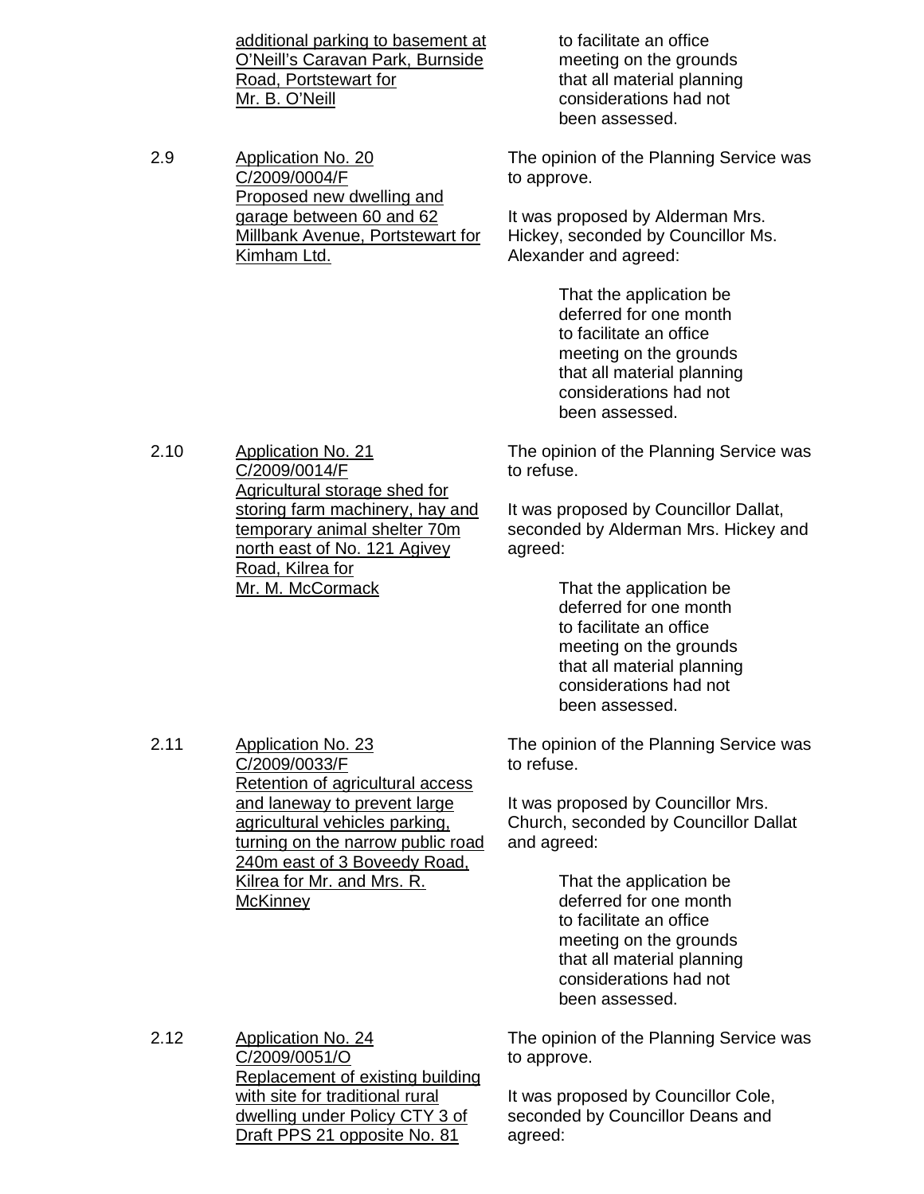additional parking to basement at O'Neill's Caravan Park, Burnside Road, Portstewart for Mr. B. O'Neill

to facilitate an office meeting on the grounds that all material planning considerations had not been assessed.

2.9 Application No. 20 C/2009/0004/F Proposed new dwelling and garage between 60 and 62 Millbank Avenue, Portstewart for Kimham Ltd.

The opinion of the Planning Service was to approve.

It was proposed by Alderman Mrs. Hickey, seconded by Councillor Ms. Alexander and agreed:

> That the application be deferred for one month to facilitate an office meeting on the grounds that all material planning considerations had not been assessed.

2.10 Application No. 21 C/2009/0014/F Agricultural storage shed for storing farm machinery, hay and temporary animal shelter 70m north east of No. 121 Agivey Road, Kilrea for Mr. M. McCormack

The opinion of the Planning Service was to refuse.

It was proposed by Councillor Dallat, seconded by Alderman Mrs. Hickey and agreed:

> That the application be deferred for one month to facilitate an office meeting on the grounds that all material planning considerations had not been assessed.

2.11 Application No. 23 C/2009/0033/F Retention of agricultural access and laneway to prevent large agricultural vehicles parking, turning on the narrow public road 240m east of 3 Boveedy Road, Kilrea for Mr. and Mrs. R. McKinney

The opinion of the Planning Service was to refuse.

It was proposed by Councillor Mrs. Church, seconded by Councillor Dallat and agreed:

> That the application be deferred for one month to facilitate an office meeting on the grounds that all material planning considerations had not been assessed.

2.12 Application No. 24 C/2009/0051/O Replacement of existing building with site for traditional rural dwelling under Policy CTY 3 of Draft PPS 21 opposite No. 81

The opinion of the Planning Service was to approve.

It was proposed by Councillor Cole, seconded by Councillor Deans and agreed: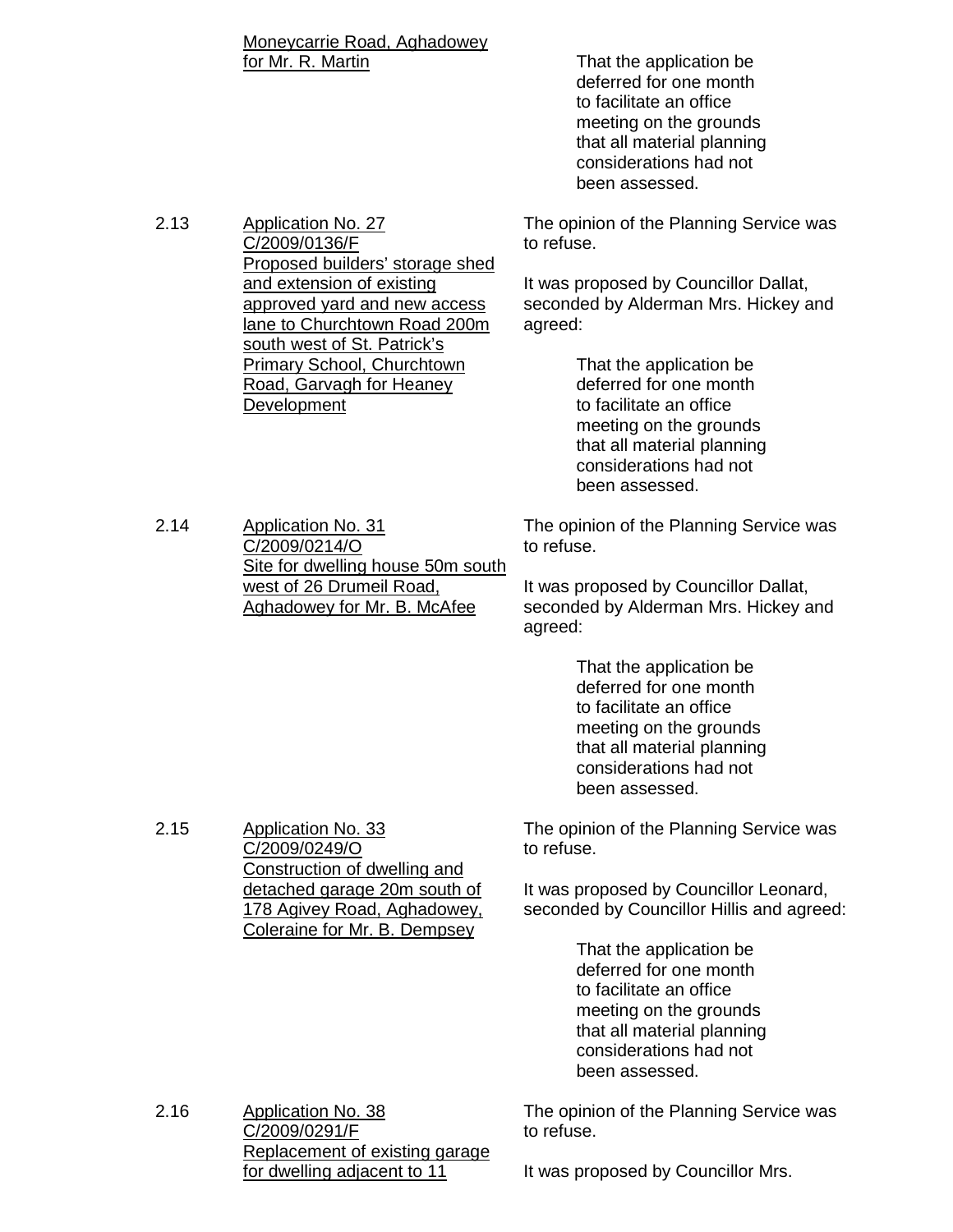Moneycarrie Road, Aghadowey for Mr. R. Martin

> That the application be deferred for one month to facilitate an office meeting on the grounds that all material planning considerations had not been assessed.

2.13 Application No. 27 C/2009/0136/F Proposed builders' storage shed and extension of existing approved yard and new access lane to Churchtown Road 200m south west of St. Patrick's Primary School, Churchtown Road, Garvagh for Heaney Development

The opinion of the Planning Service was to refuse.

It was proposed by Councillor Dallat, seconded by Alderman Mrs. Hickey and agreed:

> That the application be deferred for one month to facilitate an office meeting on the grounds that all material planning considerations had not been assessed.

2.14 Application No. 31 C/2009/0214/O Site for dwelling house 50m south west of 26 Drumeil Road, Aghadowey for Mr. B. McAfee

The opinion of the Planning Service was to refuse.

It was proposed by Councillor Dallat, seconded by Alderman Mrs. Hickey and agreed:

> That the application be deferred for one month to facilitate an office meeting on the grounds that all material planning considerations had not been assessed.

2.15 Application No. 33 C/2009/0249/O Construction of dwelling and detached garage 20m south of 178 Agivey Road, Aghadowey, Coleraine for Mr. B. Dempsey

The opinion of the Planning Service was to refuse.

It was proposed by Councillor Leonard, seconded by Councillor Hillis and agreed:

> That the application be deferred for one month to facilitate an office meeting on the grounds that all material planning considerations had not been assessed.

2.16 Application No. 38 C/2009/0291/F Replacement of existing garage for dwelling adjacent to 11

The opinion of the Planning Service was to refuse.

It was proposed by Councillor Mrs.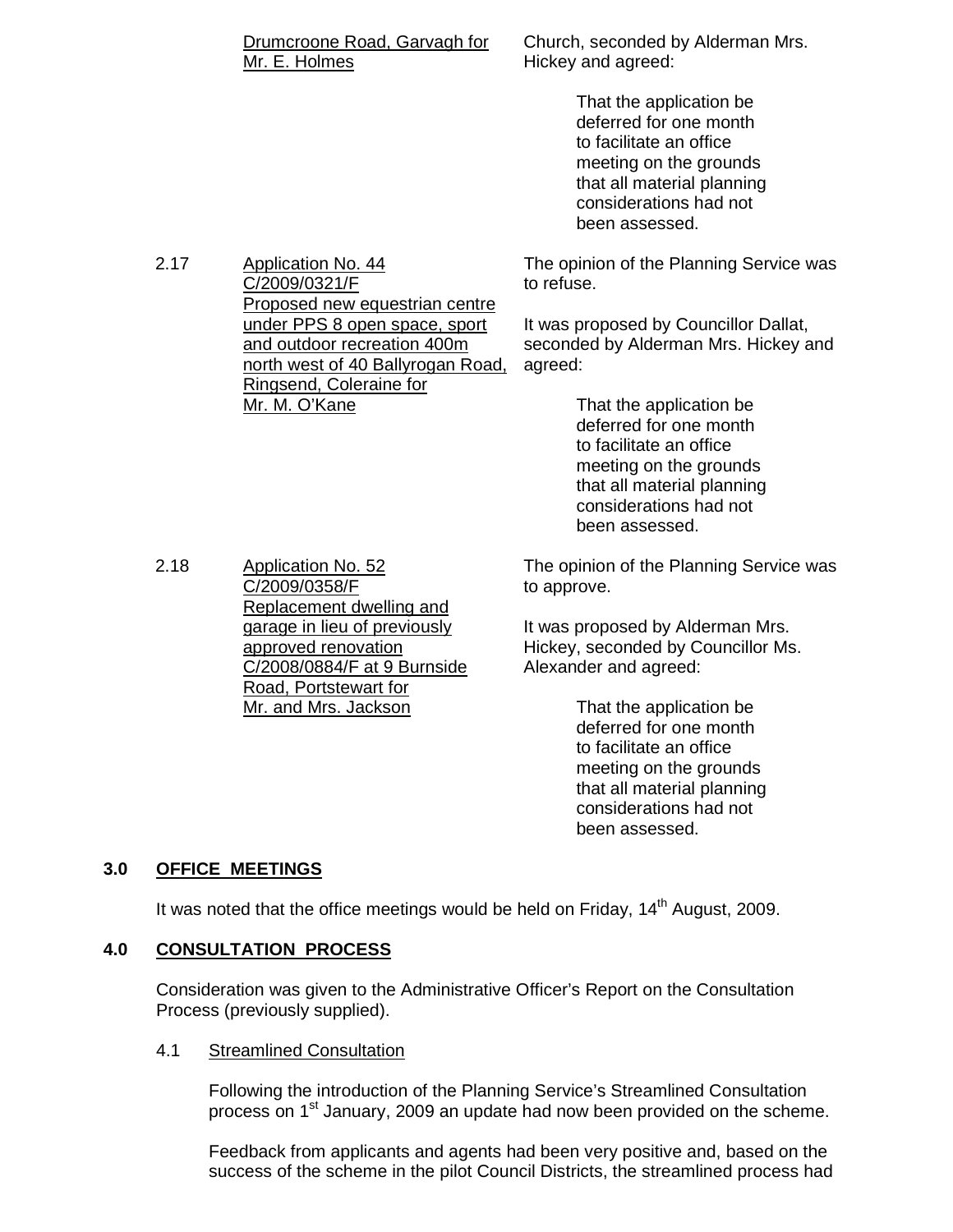| | | |
|---|---|---|
| | <u>Drumcroone Road, Garvagh for Mr. E. Holmes</u> | Church, seconded by Alderman Mrs. Hickey and agreed:<br><br>That the application be deferred for one month to facilitate an office meeting on the grounds that all material planning considerations had not been assessed. |
| 2.17 | <u>Application No. 44 C/2009/0321/F Proposed new equestrian centre under PPS 8 open space, sport and outdoor recreation 400m north west of 40 Ballyrogan Road, Ringsend, Coleraine for Mr. M. O'Kane</u> | The opinion of the Planning Service was to refuse.<br><br>It was proposed by Councillor Dallat, seconded by Alderman Mrs. Hickey and agreed:<br><br>That the application be deferred for one month to facilitate an office meeting on the grounds that all material planning considerations had not been assessed. |
| 2.18 | <u>Application No. 52 C/2009/0358/F Replacement dwelling and garage in lieu of previously approved renovation C/2008/0884/F at 9 Burnside Road, Portstewart for Mr. and Mrs. Jackson</u> | The opinion of the Planning Service was to approve.<br><br>It was proposed by Alderman Mrs. Hickey, seconded by Councillor Ms. Alexander and agreed:<br><br>That the application be deferred for one month to facilitate an office meeting on the grounds that all material planning considerations had not been assessed. |

## 3.0 <u>OFFICE MEETINGS</u>

It was noted that the office meetings would be held on Friday, 14th August, 2009.

## 4.0 <u>CONSULTATION PROCESS</u>

Consideration was given to the Administrative Officer's Report on the Consultation Process (previously supplied).

4.1 <u>Streamlined Consultation</u>

Following the introduction of the Planning Service's Streamlined Consultation process on 1st January, 2009 an update had now been provided on the scheme.

Feedback from applicants and agents had been very positive and, based on the success of the scheme in the pilot Council Districts, the streamlined process had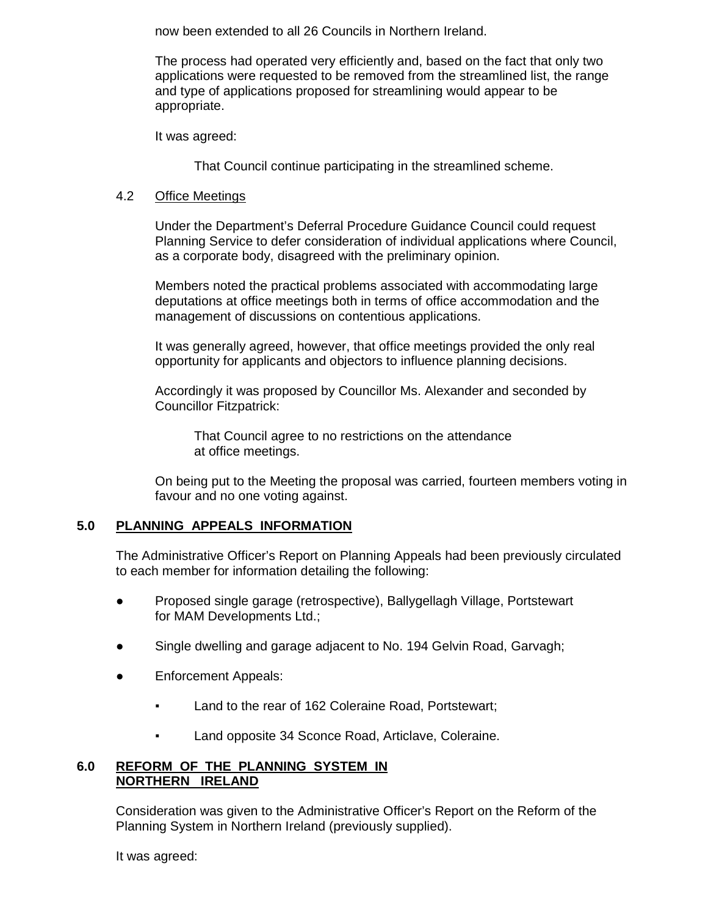now been extended to all 26 Councils in Northern Ireland.

The process had operated very efficiently and, based on the fact that only two applications were requested to be removed from the streamlined list, the range and type of applications proposed for streamlining would appear to be appropriate.

It was agreed:

> That Council continue participating in the streamlined scheme.

4.2 Office Meetings

Under the Department's Deferral Procedure Guidance Council could request Planning Service to defer consideration of individual applications where Council, as a corporate body, disagreed with the preliminary opinion.

Members noted the practical problems associated with accommodating large deputations at office meetings both in terms of office accommodation and the management of discussions on contentious applications.

It was generally agreed, however, that office meetings provided the only real opportunity for applicants and objectors to influence planning decisions.

Accordingly it was proposed by Councillor Ms. Alexander and seconded by Councillor Fitzpatrick:

> That Council agree to no restrictions on the attendance at office meetings.

On being put to the Meeting the proposal was carried, fourteen members voting in favour and no one voting against.

## 5.0 PLANNING APPEALS INFORMATION

The Administrative Officer's Report on Planning Appeals had been previously circulated to each member for information detailing the following:

- Proposed single garage (retrospective), Ballygellagh Village, Portstewart for MAM Developments Ltd.;
- Single dwelling and garage adjacent to No. 194 Gelvin Road, Garvagh;
- Enforcement Appeals:
  - Land to the rear of 162 Coleraine Road, Portstewart;
  - Land opposite 34 Sconce Road, Articlave, Coleraine.

## 6.0 REFORM OF THE PLANNING SYSTEM IN NORTHERN IRELAND

Consideration was given to the Administrative Officer's Report on the Reform of the Planning System in Northern Ireland (previously supplied).

It was agreed: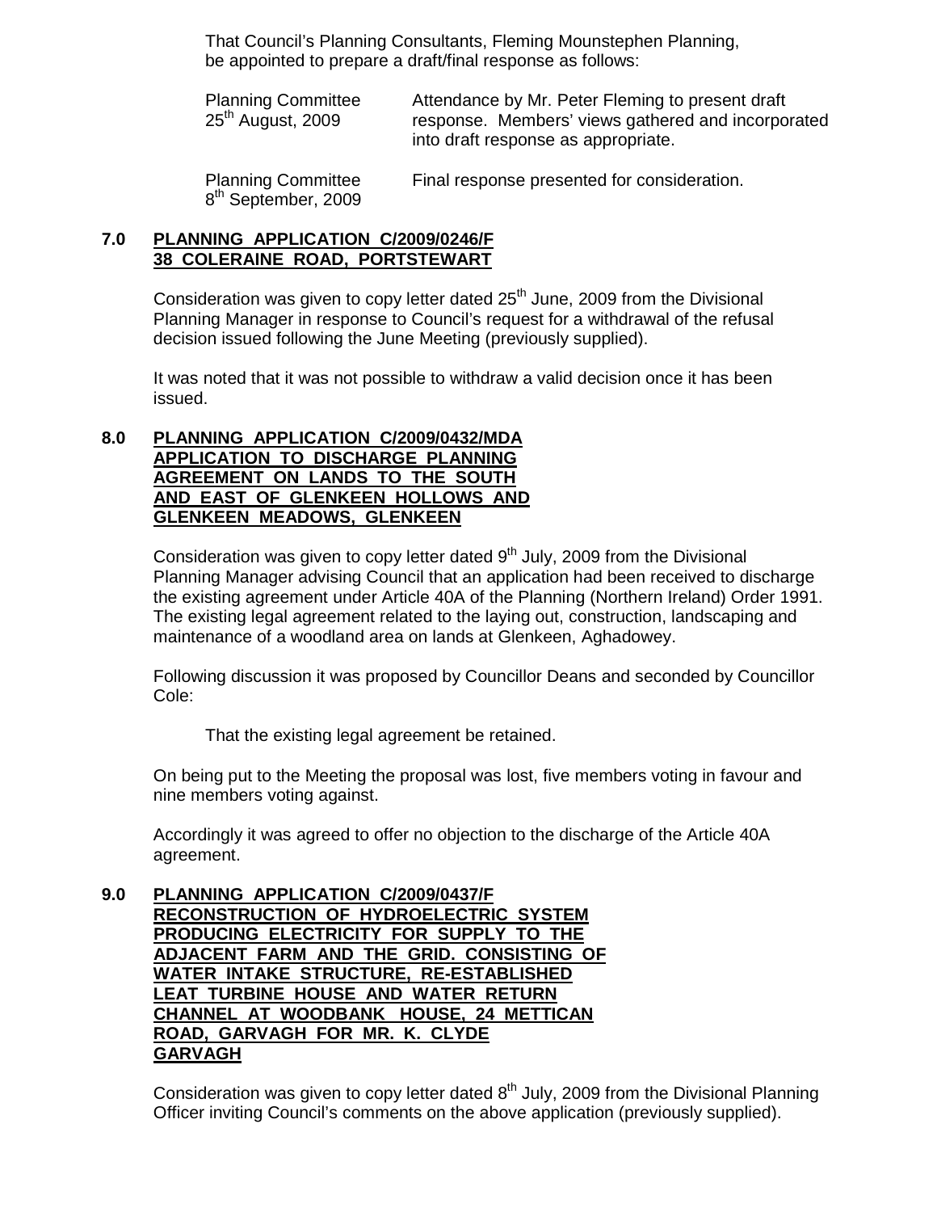That Council's Planning Consultants, Fleming Mounstephen Planning, be appointed to prepare a draft/final response as follows:

| | |
|---|---|
| Planning Committee 25th August, 2009 | Attendance by Mr. Peter Fleming to present draft response. Members' views gathered and incorporated into draft response as appropriate. |
| Planning Committee 8th September, 2009 | Final response presented for consideration. |

## 7.0 PLANNING APPLICATION C/2009/0246/F 38 COLERAINE ROAD, PORTSTEWART

Consideration was given to copy letter dated 25th June, 2009 from the Divisional Planning Manager in response to Council's request for a withdrawal of the refusal decision issued following the June Meeting (previously supplied).

It was noted that it was not possible to withdraw a valid decision once it has been issued.

## 8.0 PLANNING APPLICATION C/2009/0432/MDA APPLICATION TO DISCHARGE PLANNING AGREEMENT ON LANDS TO THE SOUTH AND EAST OF GLENKEEN HOLLOWS AND GLENKEEN MEADOWS, GLENKEEN

Consideration was given to copy letter dated 9th July, 2009 from the Divisional Planning Manager advising Council that an application had been received to discharge the existing agreement under Article 40A of the Planning (Northern Ireland) Order 1991. The existing legal agreement related to the laying out, construction, landscaping and maintenance of a woodland area on lands at Glenkeen, Aghadowey.

Following discussion it was proposed by Councillor Deans and seconded by Councillor Cole:

> That the existing legal agreement be retained.

On being put to the Meeting the proposal was lost, five members voting in favour and nine members voting against.

Accordingly it was agreed to offer no objection to the discharge of the Article 40A agreement.

## 9.0 PLANNING APPLICATION C/2009/0437/F RECONSTRUCTION OF HYDROELECTRIC SYSTEM PRODUCING ELECTRICITY FOR SUPPLY TO THE ADJACENT FARM AND THE GRID. CONSISTING OF WATER INTAKE STRUCTURE, RE-ESTABLISHED LEAT TURBINE HOUSE AND WATER RETURN CHANNEL AT WOODBANK HOUSE, 24 METTICAN ROAD, GARVAGH FOR MR. K. CLYDE GARVAGH

Consideration was given to copy letter dated 8th July, 2009 from the Divisional Planning Officer inviting Council's comments on the above application (previously supplied).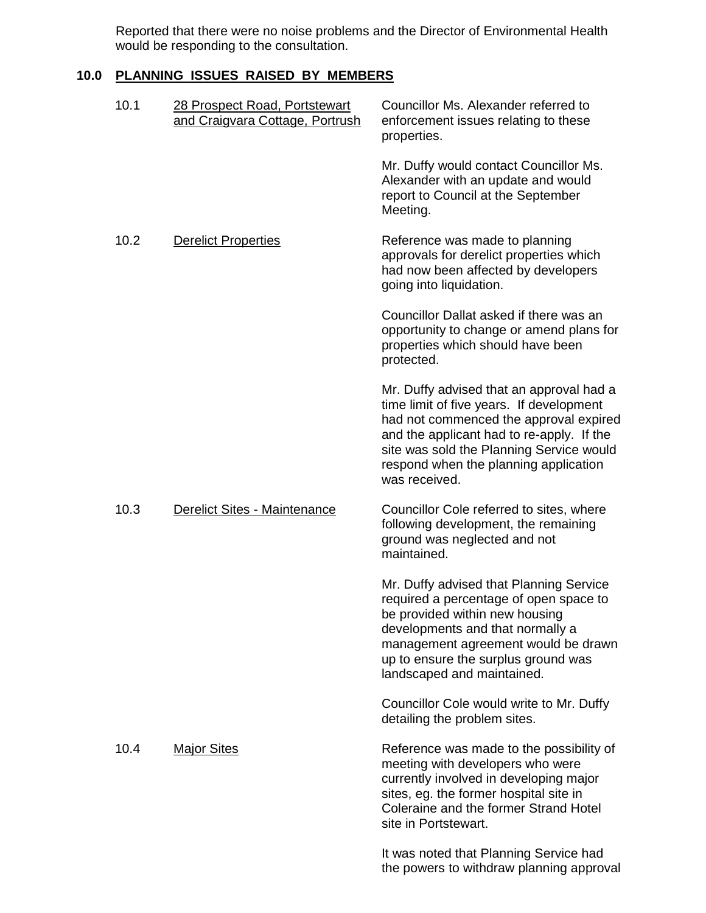Reported that there were no noise problems and the Director of Environmental Health would be responding to the consultation.

## 10.0 PLANNING ISSUES RAISED BY MEMBERS

| | | |
|---|---|---|
| 10.1 | 28 Prospect Road, Portstewart and Craigvara Cottage, Portrush | Councillor Ms. Alexander referred to enforcement issues relating to these properties.<br><br>Mr. Duffy would contact Councillor Ms. Alexander with an update and would report to Council at the September Meeting. |
| 10.2 | Derelict Properties | Reference was made to planning approvals for derelict properties which had now been affected by developers going into liquidation.<br><br>Councillor Dallat asked if there was an opportunity to change or amend plans for properties which should have been protected.<br><br>Mr. Duffy advised that an approval had a time limit of five years. If development had not commenced the approval expired and the applicant had to re-apply. If the site was sold the Planning Service would respond when the planning application was received. |
| 10.3 | Derelict Sites - Maintenance | Councillor Cole referred to sites, where following development, the remaining ground was neglected and not maintained.<br><br>Mr. Duffy advised that Planning Service required a percentage of open space to be provided within new housing developments and that normally a management agreement would be drawn up to ensure the surplus ground was landscaped and maintained.<br><br>Councillor Cole would write to Mr. Duffy detailing the problem sites. |
| 10.4 | Major Sites | Reference was made to the possibility of meeting with developers who were currently involved in developing major sites, eg. the former hospital site in Coleraine and the former Strand Hotel site in Portstewart.<br><br>It was noted that Planning Service had the powers to withdraw planning approval |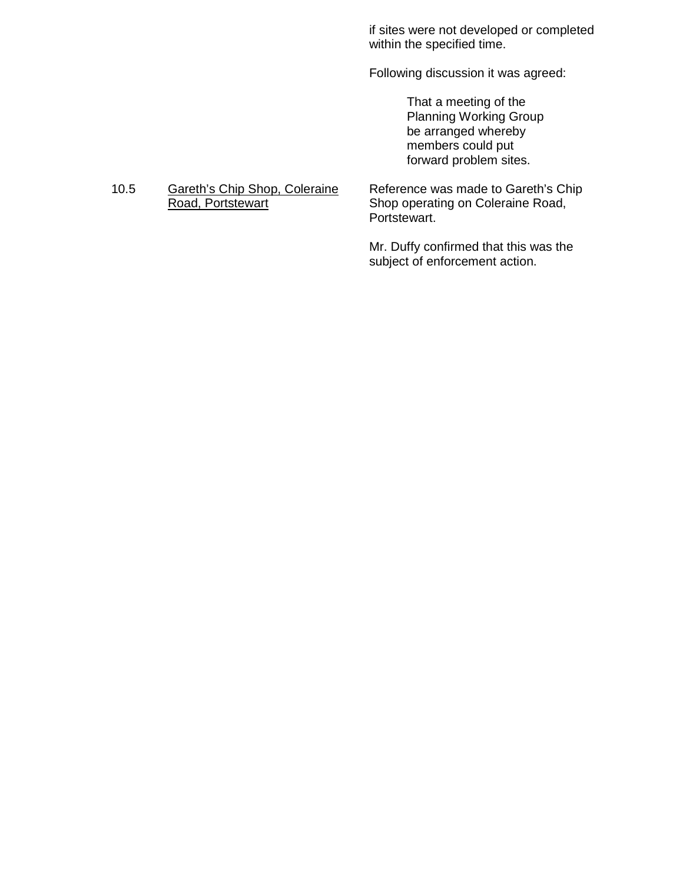if sites were not developed or completed within the specified time.

Following discussion it was agreed:

> That a meeting of the Planning Working Group be arranged whereby members could put forward problem sites.

10.5 Gareth's Chip Shop, Coleraine Road, Portstewart

Reference was made to Gareth's Chip Shop operating on Coleraine Road, Portstewart.

Mr. Duffy confirmed that this was the subject of enforcement action.